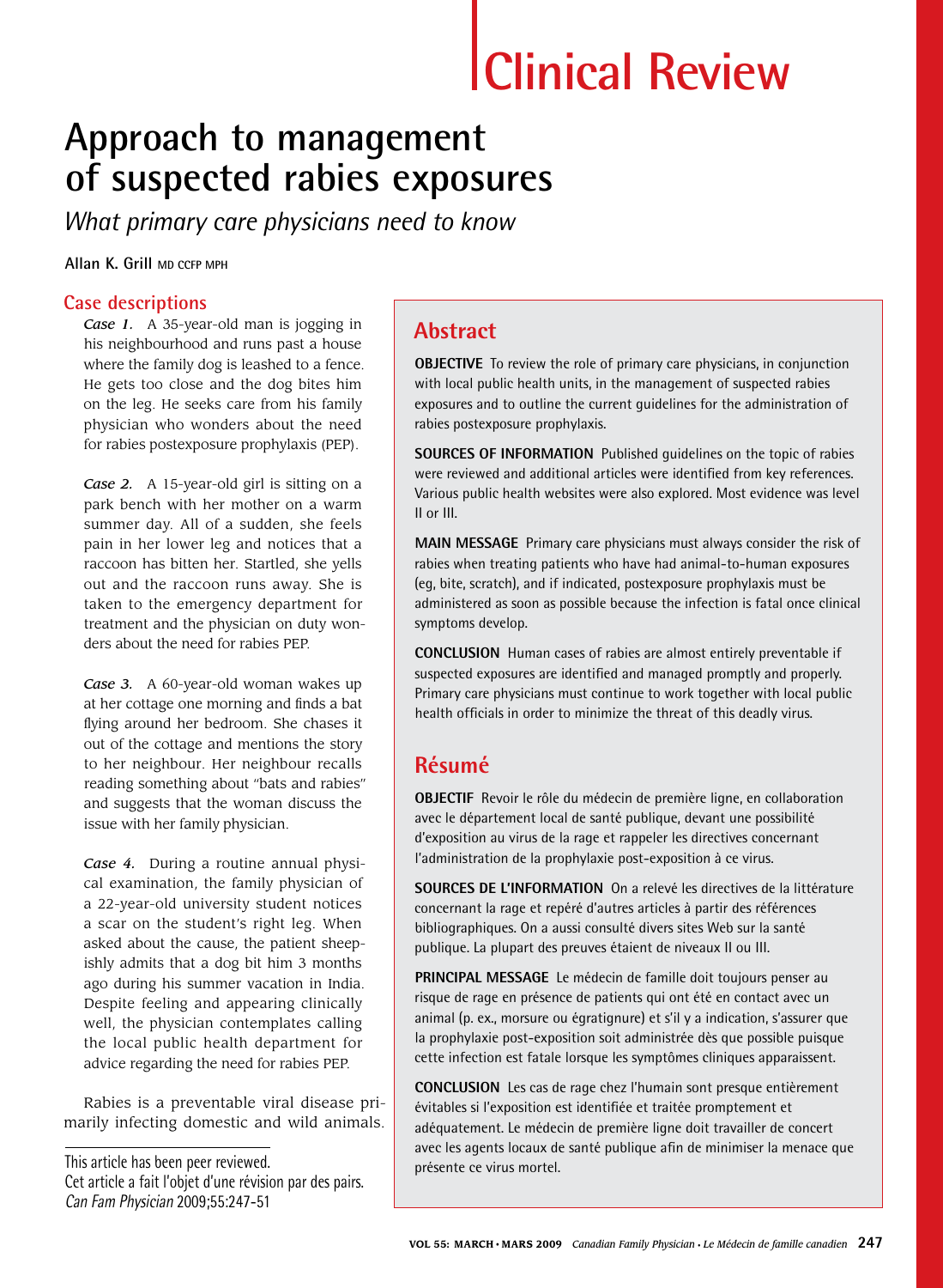# Clinical Review

# Approach to management of suspected rabies exposures

*What primary care physicians need to know*

**Allan K. Grill** MD CCFP MPH

## Abstract

**OBJECTIVE** To review the role of primary care physicians, in conjunction with local public health units, in the management of suspected rabies exposures and to outline the current guidelines for the administration of rabies postexposure prophylaxis.

**SOURCES OF INFORMATION** Published guidelines on the topic of rabies were reviewed and additional articles were identified from key references. Various public health websites were also explored. Most evidence was level II or III.

**MAIN MESSAGE** Primary care physicians must always consider the risk of rabies when treating patients who have had animal-to-human exposures (eg, bite, scratch), and if indicated, postexposure prophylaxis must be administered as soon as possible because the infection is fatal once clinical symptoms develop.

**CONCLUSION** Human cases of rabies are almost entirely preventable if suspected exposures are identified and managed promptly and properly. Primary care physicians must continue to work together with local public health officials in order to minimize the threat of this deadly virus.

## Résumé

**OBJECTIF** Revoir le rôle du médecin de première ligne, en collaboration avec le département local de santé publique, devant une possibilité d'exposition au virus de la rage et rappeler les directives concernant l'administration de la prophylaxie post-exposition à ce virus.

**SOURCES DE L'INFORMATION** On a relevé les directives de la littérature concernant la rage et repéré d'autres articles à partir des références bibliographiques. On a aussi consulté divers sites Web sur la santé publique. La plupart des preuves étaient de niveaux II ou III.

**PRINCIPAL MESSAGE** Le médecin de famille doit toujours penser au risque de rage en présence de patients qui ont été en contact avec un animal (p. ex., morsure ou égratignure) et s'il y a indication, s'assurer que la prophylaxie post-exposition soit administrée dès que possible puisque cette infection est fatale lorsque les symptômes cliniques apparaissent.

**CONCLUSION** Les cas de rage chez l'humain sont presque entièrement évitables si l'exposition est identifiée et traitée promptement et adéquatement. Le médecin de première ligne doit travailler de concert avec les agents locaux de santé publique afin de minimiser la menace que présente ce virus mortel.

## Case descriptions

*Case 1.* A 35-year-old man is jogging in his neighbourhood and runs past a house where the family dog is leashed to a fence. He gets too close and the dog bites him on the leg. He seeks care from his family physician who wonders about the need for rabies postexposure prophylaxis (PEP).

*Case 2.* A 15-year-old girl is sitting on a park bench with her mother on a warm summer day. All of a sudden, she feels pain in her lower leg and notices that a raccoon has bitten her. Startled, she yells out and the raccoon runs away. She is taken to the emergency department for treatment and the physician on duty wonders about the need for rabies PEP.

*Case 3.* A 60-year-old woman wakes up at her cottage one morning and finds a bat flying around her bedroom. She chases it out of the cottage and mentions the story to her neighbour. Her neighbour recalls reading something about "bats and rabies" and suggests that the woman discuss the issue with her family physician.

*Case 4.* During a routine annual physical examination, the family physician of a 22-year-old university student notices a scar on the student's right leg. When asked about the cause, the patient sheepishly admits that a dog bit him 3 months ago during his summer vacation in India. Despite feeling and appearing clinically well, the physician contemplates calling the local public health department for advice regarding the need for rabies PEP.

Rabies is a preventable viral disease primarily infecting domestic and wild animals.

This article has been peer reviewed.
Cet article a fait l'objet d'une révision par des pairs.
*Can Fam Physician* 2009;55:247-51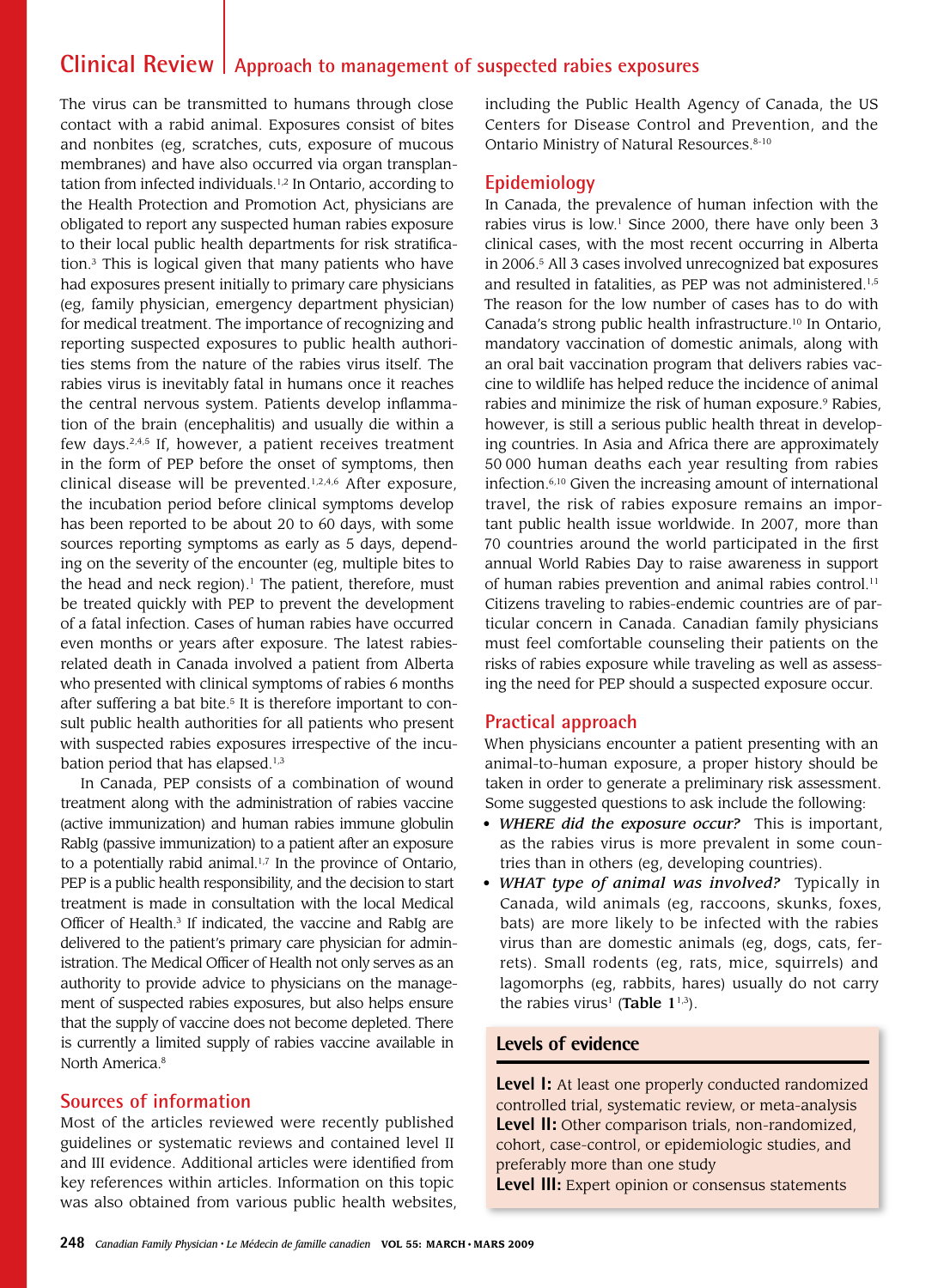The virus can be transmitted to humans through close contact with a rabid animal. Exposures consist of bites and nonbites (eg, scratches, cuts, exposure of mucous membranes) and have also occurred via organ transplantation from infected individuals.[1,2] In Ontario, according to the Health Protection and Promotion Act, physicians are obligated to report any suspected human rabies exposure to their local public health departments for risk stratification.[3] This is logical given that many patients who have had exposures present initially to primary care physicians (eg, family physician, emergency department physician) for medical treatment. The importance of recognizing and reporting suspected exposures to public health authorities stems from the nature of the rabies virus itself. The rabies virus is inevitably fatal in humans once it reaches the central nervous system. Patients develop inflammation of the brain (encephalitis) and usually die within a few days.[2,4,5] If, however, a patient receives treatment in the form of PEP before the onset of symptoms, then clinical disease will be prevented.[1,2,4,6] After exposure, the incubation period before clinical symptoms develop has been reported to be about 20 to 60 days, with some sources reporting symptoms as early as 5 days, depending on the severity of the encounter (eg, multiple bites to the head and neck region).[1] The patient, therefore, must be treated quickly with PEP to prevent the development of a fatal infection. Cases of human rabies have occurred even months or years after exposure. The latest rabies-related death in Canada involved a patient from Alberta who presented with clinical symptoms of rabies 6 months after suffering a bat bite.[5] It is therefore important to consult public health authorities for all patients who present with suspected rabies exposures irrespective of the incubation period that has elapsed.[1,3]

In Canada, PEP consists of a combination of wound treatment along with the administration of rabies vaccine (active immunization) and human rabies immune globulin RabIg (passive immunization) to a patient after an exposure to a potentially rabid animal.[1,7] In the province of Ontario, PEP is a public health responsibility, and the decision to start treatment is made in consultation with the local Medical Officer of Health.[3] If indicated, the vaccine and RabIg are delivered to the patient's primary care physician for administration. The Medical Officer of Health not only serves as an authority to provide advice to physicians on the management of suspected rabies exposures, but also helps ensure that the supply of vaccine does not become depleted. There is currently a limited supply of rabies vaccine available in North America.[8]

## Sources of information

Most of the articles reviewed were recently published guidelines or systematic reviews and contained level II and III evidence. Additional articles were identified from key references within articles. Information on this topic was also obtained from various public health websites, including the Public Health Agency of Canada, the US Centers for Disease Control and Prevention, and the Ontario Ministry of Natural Resources.[8-10]

## Epidemiology

In Canada, the prevalence of human infection with the rabies virus is low.[1] Since 2000, there have only been 3 clinical cases, with the most recent occurring in Alberta in 2006.[5] All 3 cases involved unrecognized bat exposures and resulted in fatalities, as PEP was not administered.[1,5] The reason for the low number of cases has to do with Canada's strong public health infrastructure.[10] In Ontario, mandatory vaccination of domestic animals, along with an oral bait vaccination program that delivers rabies vaccine to wildlife has helped reduce the incidence of animal rabies and minimize the risk of human exposure.[9] Rabies, however, is still a serious public health threat in developing countries. In Asia and Africa there are approximately 50 000 human deaths each year resulting from rabies infection.[6,10] Given the increasing amount of international travel, the risk of rabies exposure remains an important public health issue worldwide. In 2007, more than 70 countries around the world participated in the first annual World Rabies Day to raise awareness in support of human rabies prevention and animal rabies control.[11] Citizens traveling to rabies-endemic countries are of particular concern in Canada. Canadian family physicians must feel comfortable counseling their patients on the risks of rabies exposure while traveling as well as assessing the need for PEP should a suspected exposure occur.

## Practical approach

When physicians encounter a patient presenting with an animal-to-human exposure, a proper history should be taken in order to generate a preliminary risk assessment. Some suggested questions to ask include the following:

- ***WHERE did the exposure occur?*** This is important, as the rabies virus is more prevalent in some countries than in others (eg, developing countries).
- ***WHAT type of animal was involved?*** Typically in Canada, wild animals (eg, raccoons, skunks, foxes, bats) are more likely to be infected with the rabies virus than are domestic animals (eg, dogs, cats, ferrets). Small rodents (eg, rats, mice, squirrels) and lagomorphs (eg, rabbits, hares) usually do not carry the rabies virus[1] (**Table 1**[1,3]).

### Levels of evidence

**Level I:** At least one properly conducted randomized controlled trial, systematic review, or meta-analysis
**Level II:** Other comparison trials, non-randomized, cohort, case-control, or epidemiologic studies, and preferably more than one study
**Level III:** Expert opinion or consensus statements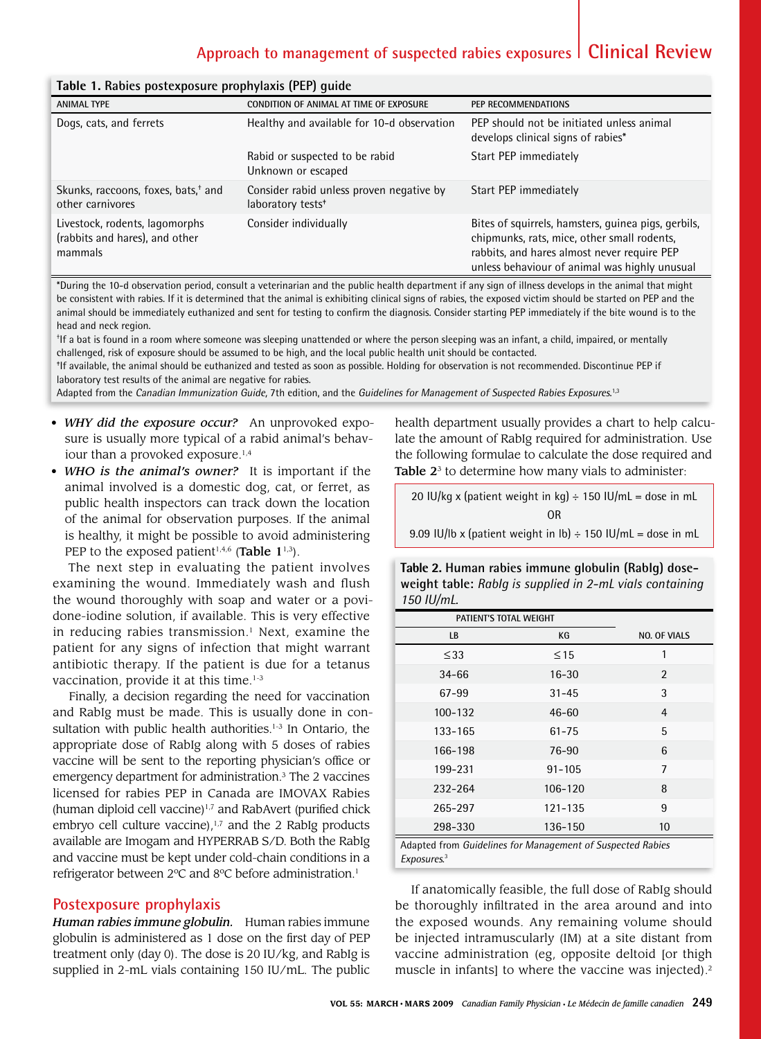**Table 1. Rabies postexposure prophylaxis (PEP) guide**

| ANIMAL TYPE | CONDITION OF ANIMAL AT TIME OF EXPOSURE | PEP RECOMMENDATIONS |
|---|---|---|
| Dogs, cats, and ferrets | Healthy and available for 10-d observation | PEP should not be initiated unless animal develops clinical signs of rabies* |
| | Rabid or suspected to be rabid<br>Unknown or escaped | Start PEP immediately |
| Skunks, raccoons, foxes, bats,† and other carnivores | Consider rabid unless proven negative by laboratory tests‡ | Start PEP immediately |
| Livestock, rodents, lagomorphs (rabbits and hares), and other mammals | Consider individually | Bites of squirrels, hamsters, guinea pigs, gerbils, chipmunks, rats, mice, other small rodents, rabbits, and hares almost never require PEP unless behaviour of animal was highly unusual |

*During the 10-d observation period, consult a veterinarian and the public health department if any sign of illness develops in the animal that might be consistent with rabies. If it is determined that the animal is exhibiting clinical signs of rabies, the exposed victim should be started on PEP and the animal should be immediately euthanized and sent for testing to confirm the diagnosis. Consider starting PEP immediately if the bite wound is to the head and neck region.

†If a bat is found in a room where someone was sleeping unattended or where the person sleeping was an infant, a child, impaired, or mentally challenged, risk of exposure should be assumed to be high, and the local public health unit should be contacted.

‡If available, the animal should be euthanized and tested as soon as possible. Holding for observation is not recommended. Discontinue PEP if laboratory test results of the animal are negative for rabies.

Adapted from the *Canadian Immunization Guide*, 7th edition, and the *Guidelines for Management of Suspected Rabies Exposures*.[1,3]

- ***WHY did the exposure occur?*** An unprovoked exposure is usually more typical of a rabid animal's behaviour than a provoked exposure.[1,4]
- ***WHO is the animal's owner?*** It is important if the animal involved is a domestic dog, cat, or ferret, as public health inspectors can track down the location of the animal for observation purposes. If the animal is healthy, it might be possible to avoid administering PEP to the exposed patient[1,4,6] (**Table 1**[1,3]).

The next step in evaluating the patient involves examining the wound. Immediately wash and flush the wound thoroughly with soap and water or a povidone-iodine solution, if available. This is very effective in reducing rabies transmission.[1] Next, examine the patient for any signs of infection that might warrant antibiotic therapy. If the patient is due for a tetanus vaccination, provide it at this time.[1-3]

Finally, a decision regarding the need for vaccination and RabIg must be made. This is usually done in consultation with public health authorities.[1-3] In Ontario, the appropriate dose of RabIg along with 5 doses of rabies vaccine will be sent to the reporting physician's office or emergency department for administration.[3] The 2 vaccines licensed for rabies PEP in Canada are IMOVAX Rabies (human diploid cell vaccine)[1,7] and RabAvert (purified chick embryo cell culture vaccine),[1,7] and the 2 RabIg products available are Imogam and HYPERRAB S/D. Both the RabIg and vaccine must be kept under cold-chain conditions in a refrigerator between 2°C and 8°C before administration.[1]

## Postexposure prophylaxis

***Human rabies immune globulin.*** Human rabies immune globulin is administered as 1 dose on the first day of PEP treatment only (day 0). The dose is 20 IU/kg, and RabIg is supplied in 2-mL vials containing 150 IU/mL. The public health department usually provides a chart to help calculate the amount of RabIg required for administration. Use the following formulae to calculate the dose required and **Table 2**[3] to determine how many vials to administer:

$$20 \text{ IU/kg} \times (\text{patient weight in kg}) \div 150 \text{ IU/mL} = \text{dose in mL}$$

OR

$$9.09 \text{ IU/lb} \times (\text{patient weight in lb}) \div 150 \text{ IU/mL} = \text{dose in mL}$$

**Table 2. Human rabies immune globulin (RabIg) dose-weight table:** *RabIg is supplied in 2-mL vials containing 150 IU/mL.*

| PATIENT'S TOTAL WEIGHT | | |
|---|---|---|
| LB | KG | NO. OF VIALS |
| ≤33 | ≤15 | 1 |
| 34-66 | 16-30 | 2 |
| 67-99 | 31-45 | 3 |
| 100-132 | 46-60 | 4 |
| 133-165 | 61-75 | 5 |
| 166-198 | 76-90 | 6 |
| 199-231 | 91-105 | 7 |
| 232-264 | 106-120 | 8 |
| 265-297 | 121-135 | 9 |
| 298-330 | 136-150 | 10 |

Adapted from *Guidelines for Management of Suspected Rabies Exposures*.[3]

If anatomically feasible, the full dose of RabIg should be thoroughly infiltrated in the area around and into the exposed wounds. Any remaining volume should be injected intramuscularly (IM) at a site distant from vaccine administration (eg, opposite deltoid [or thigh muscle in infants] to where the vaccine was injected).[2]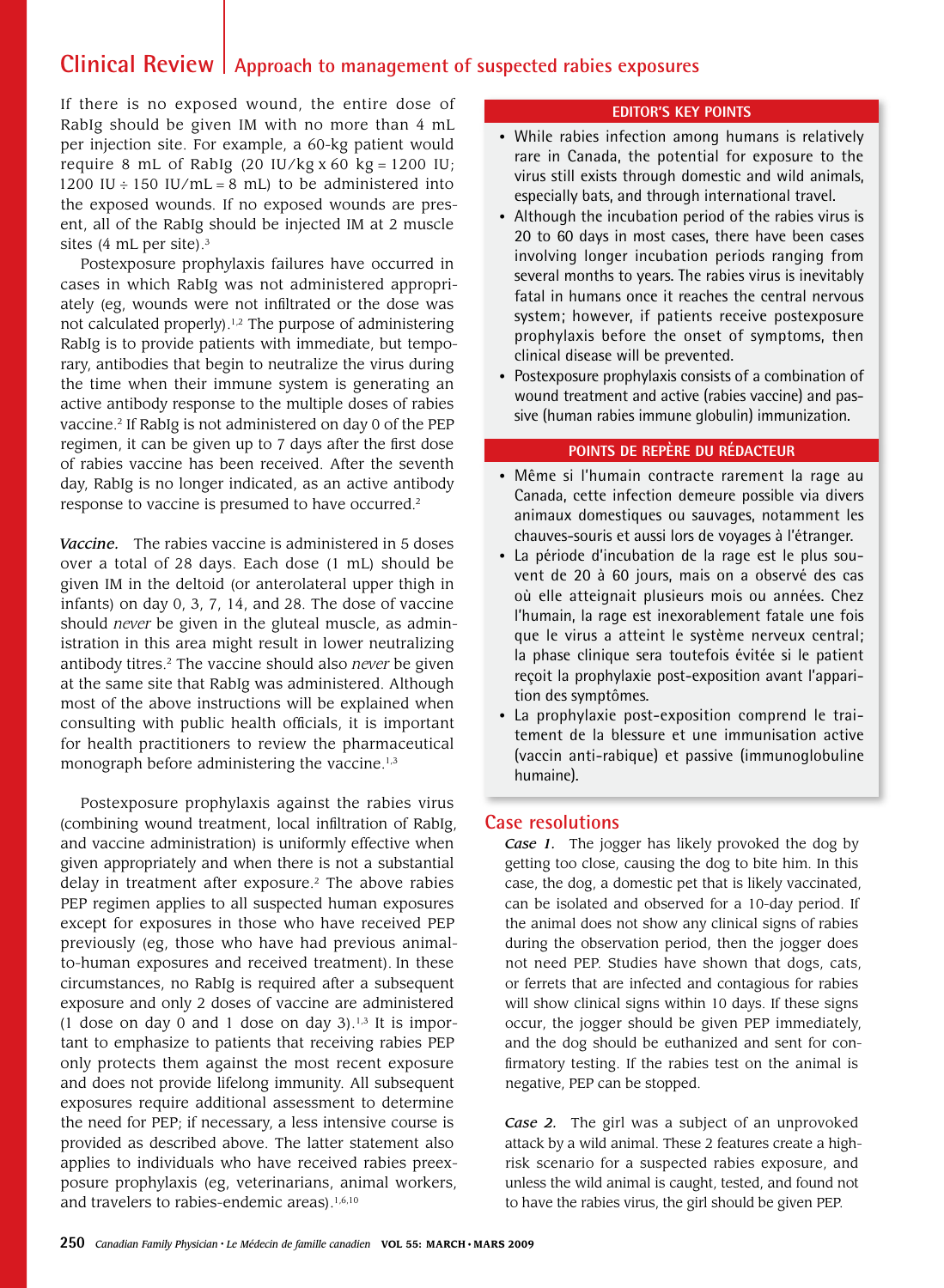If there is no exposed wound, the entire dose of RabIg should be given IM with no more than 4 mL per injection site. For example, a 60-kg patient would require 8 mL of RabIg (20 IU/kg x 60 kg = 1200 IU; 1200 IU ÷ 150 IU/mL = 8 mL) to be administered into the exposed wounds. If no exposed wounds are present, all of the RabIg should be injected IM at 2 muscle sites (4 mL per site).[3]

Postexposure prophylaxis failures have occurred in cases in which RabIg was not administered appropriately (eg, wounds were not infiltrated or the dose was not calculated properly).[1,2] The purpose of administering RabIg is to provide patients with immediate, but temporary, antibodies that begin to neutralize the virus during the time when their immune system is generating an active antibody response to the multiple doses of rabies vaccine.[2] If RabIg is not administered on day 0 of the PEP regimen, it can be given up to 7 days after the first dose of rabies vaccine has been received. After the seventh day, RabIg is no longer indicated, as an active antibody response to vaccine is presumed to have occurred.[2]

***Vaccine.*** The rabies vaccine is administered in 5 doses over a total of 28 days. Each dose (1 mL) should be given IM in the deltoid (or anterolateral upper thigh in infants) on day 0, 3, 7, 14, and 28. The dose of vaccine should *never* be given in the gluteal muscle, as administration in this area might result in lower neutralizing antibody titres.[2] The vaccine should also *never* be given at the same site that RabIg was administered. Although most of the above instructions will be explained when consulting with public health officials, it is important for health practitioners to review the pharmaceutical monograph before administering the vaccine.[1,3]

Postexposure prophylaxis against the rabies virus (combining wound treatment, local infiltration of RabIg, and vaccine administration) is uniformly effective when given appropriately and when there is not a substantial delay in treatment after exposure.[2] The above rabies PEP regimen applies to all suspected human exposures except for exposures in those who have received PEP previously (eg, those who have had previous animal-to-human exposures and received treatment). In these circumstances, no RabIg is required after a subsequent exposure and only 2 doses of vaccine are administered (1 dose on day 0 and 1 dose on day 3).[1,3] It is important to emphasize to patients that receiving rabies PEP only protects them against the most recent exposure and does not provide lifelong immunity. All subsequent exposures require additional assessment to determine the need for PEP; if necessary, a less intensive course is provided as described above. The latter statement also applies to individuals who have received rabies preexposure prophylaxis (eg, veterinarians, animal workers, and travelers to rabies-endemic areas).[1,6,10]

**EDITOR'S KEY POINTS**

- While rabies infection among humans is relatively rare in Canada, the potential for exposure to the virus still exists through domestic and wild animals, especially bats, and through international travel.
- Although the incubation period of the rabies virus is 20 to 60 days in most cases, there have been cases involving longer incubation periods ranging from several months to years. The rabies virus is inevitably fatal in humans once it reaches the central nervous system; however, if patients receive postexposure prophylaxis before the onset of symptoms, then clinical disease will be prevented.
- Postexposure prophylaxis consists of a combination of wound treatment and active (rabies vaccine) and passive (human rabies immune globulin) immunization.

**POINTS DE REPÈRE DU RÉDACTEUR**

- Même si l'humain contracte rarement la rage au Canada, cette infection demeure possible via divers animaux domestiques ou sauvages, notamment les chauves-souris et aussi lors de voyages à l'étranger.
- La période d'incubation de la rage est le plus souvent de 20 à 60 jours, mais on a observé des cas où elle atteignait plusieurs mois ou années. Chez l'humain, la rage est inexorablement fatale une fois que le virus a atteint le système nerveux central; la phase clinique sera toutefois évitée si le patient reçoit la prophylaxie post-exposition avant l'apparition des symptômes.
- La prophylaxie post-exposition comprend le traitement de la blessure et une immunisation active (vaccin anti-rabique) et passive (immunoglobuline humaine).

## Case resolutions

***Case 1.*** The jogger has likely provoked the dog by getting too close, causing the dog to bite him. In this case, the dog, a domestic pet that is likely vaccinated, can be isolated and observed for a 10-day period. If the animal does not show any clinical signs of rabies during the observation period, then the jogger does not need PEP. Studies have shown that dogs, cats, or ferrets that are infected and contagious for rabies will show clinical signs within 10 days. If these signs occur, the jogger should be given PEP immediately, and the dog should be euthanized and sent for confirmatory testing. If the rabies test on the animal is negative, PEP can be stopped.

***Case 2.*** The girl was a subject of an unprovoked attack by a wild animal. These 2 features create a high-risk scenario for a suspected rabies exposure, and unless the wild animal is caught, tested, and found not to have the rabies virus, the girl should be given PEP.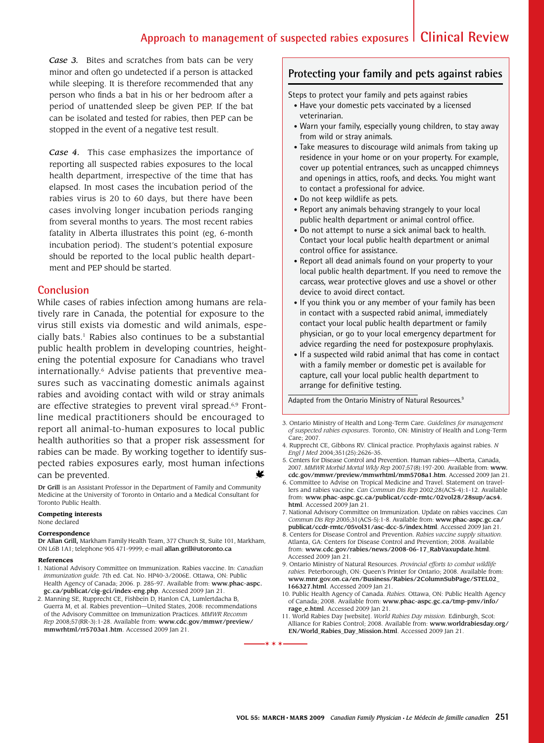*Case 3.* Bites and scratches from bats can be very minor and often go undetected if a person is attacked while sleeping. It is therefore recommended that any person who finds a bat in his or her bedroom after a period of unattended sleep be given PEP. If the bat can be isolated and tested for rabies, then PEP can be stopped in the event of a negative test result.

*Case 4.* This case emphasizes the importance of reporting all suspected rabies exposures to the local health department, irrespective of the time that has elapsed. In most cases the incubation period of the rabies virus is 20 to 60 days, but there have been cases involving longer incubation periods ranging from several months to years. The most recent rabies fatality in Alberta illustrates this point (eg, 6-month incubation period). The student's potential exposure should be reported to the local public health department and PEP should be started.

## Conclusion

While cases of rabies infection among humans are relatively rare in Canada, the potential for exposure to the virus still exists via domestic and wild animals, especially bats.[1] Rabies also continues to be a substantial public health problem in developing countries, heightening the potential exposure for Canadians who travel internationally.[6] Advise patients that preventive measures such as vaccinating domestic animals against rabies and avoiding contact with wild or stray animals are effective strategies to prevent viral spread.[6,9] Frontline medical practitioners should be encouraged to report all animal-to-human exposures to local public health authorities so that a proper risk assessment for rabies can be made. By working together to identify suspected rabies exposures early, most human infections can be prevented.

**Dr Grill** is an Assistant Professor in the Department of Family and Community Medicine at the University of Toronto in Ontario and a Medical Consultant for Toronto Public Health.

**Competing interests**
None declared

**Correspondence**
**Dr Allan Grill,** Markham Family Health Team, 377 Church St, Suite 101, Markham, ON L6B 1A1; telephone 905 471-9999; e-mail **allan.grill@utoronto.ca**

### Protecting your family and pets against rabies

Steps to protect your family and pets against rabies

- Have your domestic pets vaccinated by a licensed veterinarian.
- Warn your family, especially young children, to stay away from wild or stray animals.
- Take measures to discourage wild animals from taking up residence in your home or on your property. For example, cover up potential entrances, such as uncapped chimneys and openings in attics, roofs, and decks. You might want to contact a professional for advice.
- Do not keep wildlife as pets.
- Report any animals behaving strangely to your local public health department or animal control office.
- Do not attempt to nurse a sick animal back to health. Contact your local public health department or animal control office for assistance.
- Report all dead animals found on your property to your local public health department. If you need to remove the carcass, wear protective gloves and use a shovel or other device to avoid direct contact.
- If you think you or any member of your family has been in contact with a suspected rabid animal, immediately contact your local public health department or family physician, or go to your local emergency department for advice regarding the need for postexposure prophylaxis.
- If a suspected wild rabid animal that has come in contact with a family member or domestic pet is available for capture, call your local public health department to arrange for definitive testing.

Adapted from the Ontario Ministry of Natural Resources.[9]

**References**

1. National Advisory Committee on Immunization. Rabies vaccine. In: *Canadian immunization guide.* 7th ed. Cat. No. HP40-3/2006E. Ottawa, ON: Public Health Agency of Canada; 2006. p. 285-97. Available from: **www.phac-aspc.gc.ca/publicat/cig-gci/index-eng.php**. Accessed 2009 Jan 21.
2. Manning SE, Rupprecht CE, Fishbein D, Hanlon CA, Lumlertdacha B, Guerra M, et al. Rabies prevention—United States, 2008: recommendations of the Advisory Committee on Immunization Practices. *MMWR Recomm Rep* 2008;57(RR-3):1-28. Available from: **www.cdc.gov/mmwr/preview/mmwrhtml/rr5703a1.htm**. Accessed 2009 Jan 21.
3. Ontario Ministry of Health and Long-Term Care. *Guidelines for management of suspected rabies exposures.* Toronto, ON: Ministry of Health and Long-Term Care; 2007.
4. Rupprecht CE, Gibbons RV. Clinical practice. Prophylaxis against rabies. *N Engl J Med* 2004;351(25):2626-35.
5. Centers for Disease Control and Prevention. Human rabies—Alberta, Canada, 2007. *MMWR Morbid Mortal Wkly Rep* 2007;57(8):197-200. Available from: **www.cdc.gov/mmwr/preview/mmwrhtml/mm5708a1.htm**. Accessed 2009 Jan 21.
6. Committee to Advise on Tropical Medicine and Travel. Statement on travellers and rabies vaccine. *Can Commun Dis Rep* 2002;28(ACS-4):1-12. Available from: **www.phac-aspc.gc.ca/publicat/ccdr-rmtc/02vol28/28sup/acs4.html**. Accessed 2009 Jan 21.
7. National Advisory Committee on Immunization. Update on rabies vaccines. *Can Commun Dis Rep* 2005;31(ACS-5):1-8. Available from: **www.phac-aspc.gc.ca/publicat/ccdr-rmtc/05vol31/asc-dcc-5/index.html**. Accessed 2009 Jan 21.
8. Centers for Disease Control and Prevention. *Rabies vaccine supply situation.* Atlanta, GA: Centers for Disease Control and Prevention; 2008. Available from: **www.cdc.gov/rabies/news/2008-06-17_RabVaxupdate.html**. Accessed 2009 Jan 21.
9. Ontario Ministry of Natural Resources. *Provincial efforts to combat wildlife rabies.* Peterborough, ON: Queen's Printer for Ontario; 2008. Available from: **www.mnr.gov.on.ca/en/Business/Rabies/2ColumnSubPage/STEL02_166327.html**. Accessed 2009 Jan 21.
10. Public Health Agency of Canada. *Rabies.* Ottawa, ON: Public Health Agency of Canada; 2008. Available from: **www.phac-aspc.gc.ca/tmp-pmv/info/rage_e.html**. Accessed 2009 Jan 21.
11. World Rabies Day [website]. *World Rabies Day mission.* Edinburgh, Scot: Alliance for Rabies Control; 2008. Available from: **www.worldrabiesday.org/EN/World_Rabies_Day_Mission.html**. Accessed 2009 Jan 21.